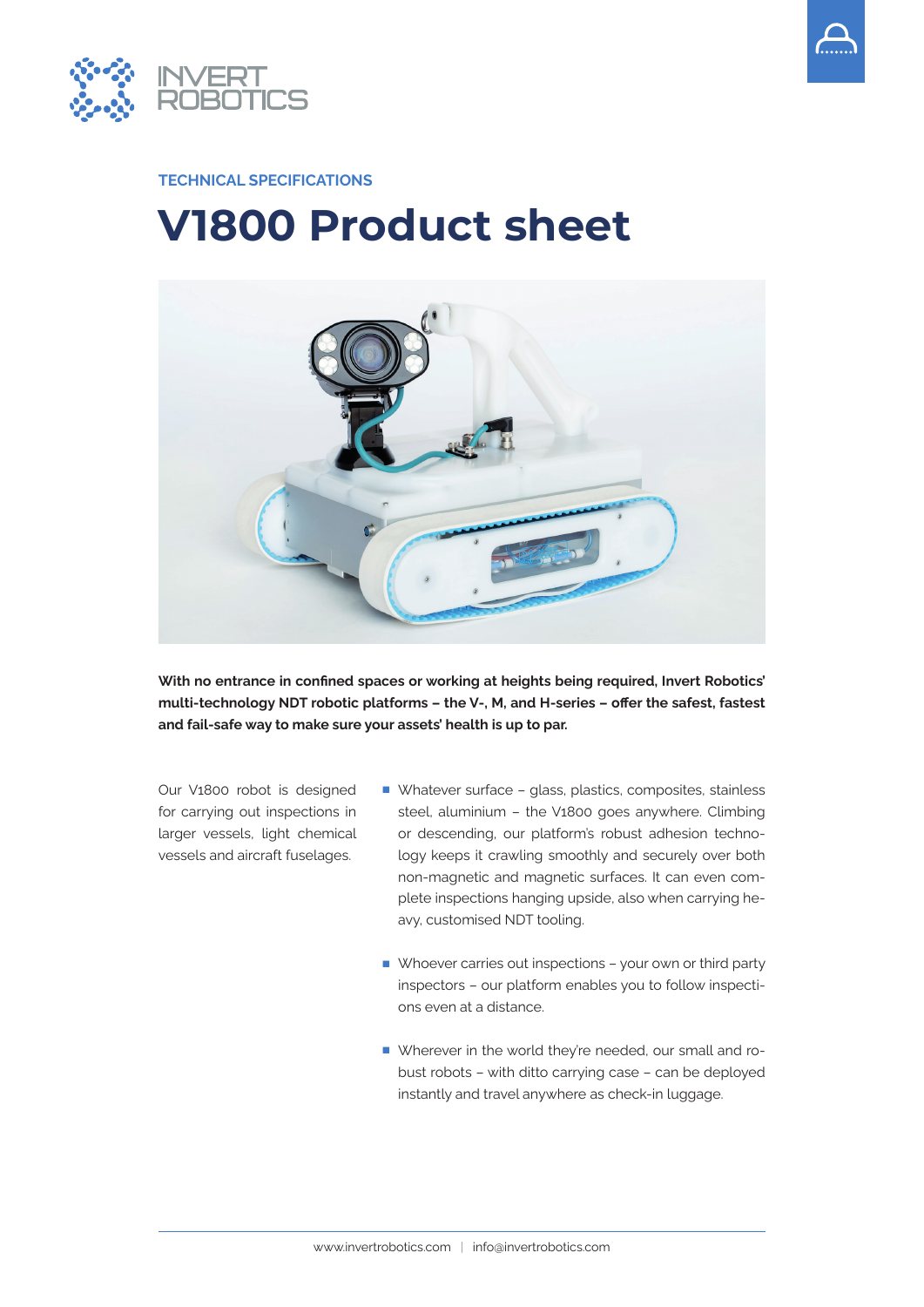INVERT ROBOTICS

TECHNICAL SPECIFICATIONS

# V1800 Product sheet

**With no entrance in confined spaces or working at heights being required, Invert Robotics' multi-technology NDT robotic platforms – the V-, M, and H-series – offer the safest, fastest and fail-safe way to make sure your assets' health is up to par.**

Our V1800 robot is designed for carrying out inspections in larger vessels, light chemical vessels and aircraft fuselages.

- Whatever surface – glass, plastics, composites, stainless steel, aluminium – the V1800 goes anywhere. Climbing or descending, our platform's robust adhesion technology keeps it crawling smoothly and securely over both non-magnetic and magnetic surfaces. It can even complete inspections hanging upside, also when carrying heavy, customised NDT tooling.

- Whoever carries out inspections – your own or third party inspectors – our platform enables you to follow inspections even at a distance.

- Wherever in the world they're needed, our small and robust robots – with ditto carrying case – can be deployed instantly and travel anywhere as check-in luggage.

www.invertrobotics.com | info@invertrobotics.com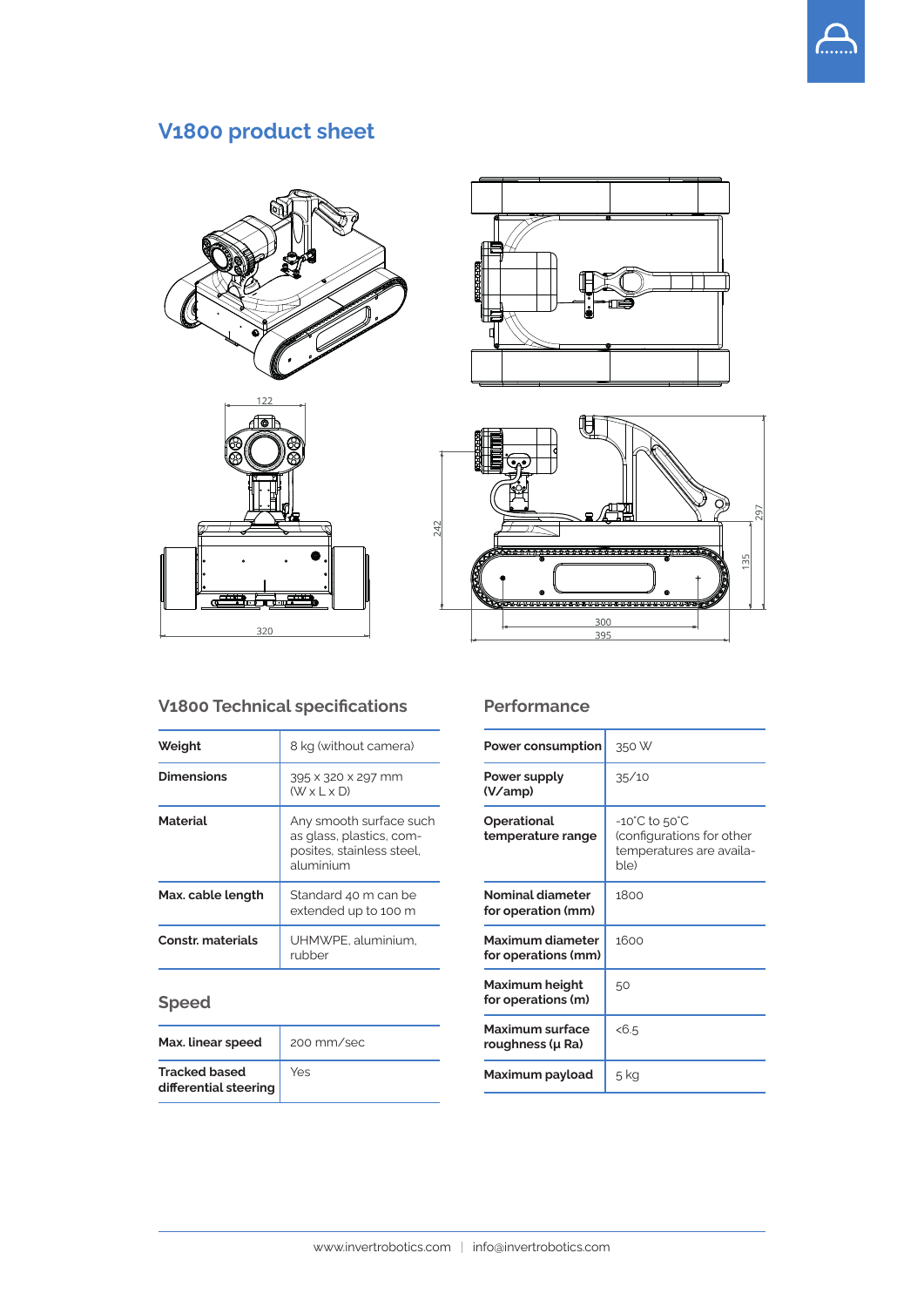# V1800 product sheet

## V1800 Technical specifications

| | |
|---|---|
| **Weight** | 8 kg (without camera) |
| **Dimensions** | 395 x 320 x 297 mm (W x L x D) |
| **Material** | Any smooth surface such as glass, plastics, com-posites, stainless steel, aluminium |
| **Max. cable length** | Standard 40 m can be extended up to 100 m |
| **Constr. materials** | UHMWPE, aluminium, rubber |

## Speed

| | |
|---|---|
| **Max. linear speed** | 200 mm/sec |
| **Tracked based differential steering** | Yes |

## Performance

| | |
|---|---|
| **Power consumption** | 350 W |
| **Power supply (V/amp)** | 35/10 |
| **Operational temperature range** | -10˚C to 50˚C (configurations for other temperatures are availa-ble) |
| **Nominal diameter for operation (mm)** | 1800 |
| **Maximum diameter for operations (mm)** | 1600 |
| **Maximum height for operations (m)** | 50 |
| **Maximum surface roughness (µ Ra)** | <6.5 |
| **Maximum payload** | 5 kg |

www.invertrobotics.com | info@invertrobotics.com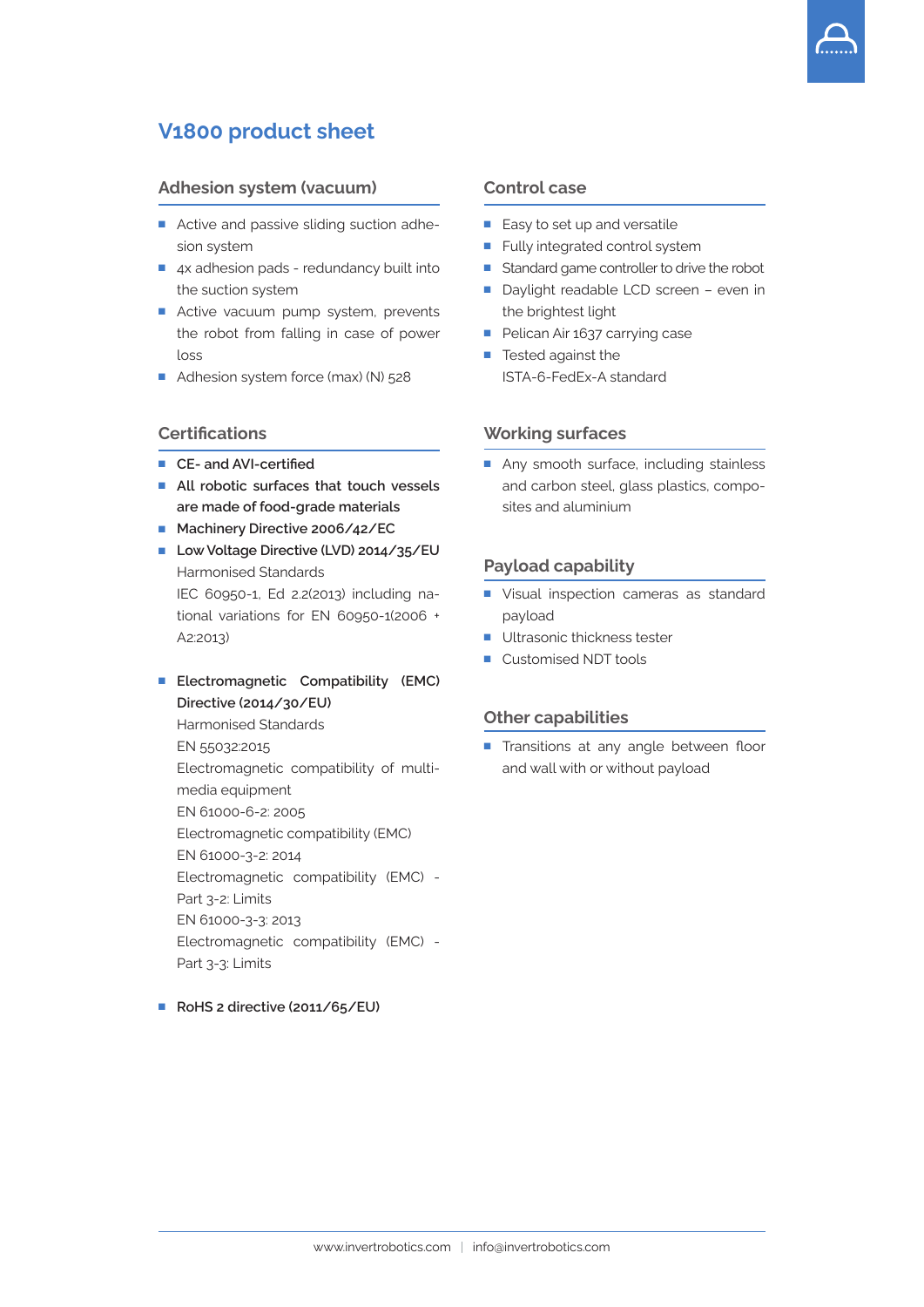# V1800 product sheet

## Adhesion system (vacuum)

- Active and passive sliding suction adhesion system
- 4x adhesion pads - redundancy built into the suction system
- Active vacuum pump system, prevents the robot from falling in case of power loss
- Adhesion system force (max) (N) 528

## Certifications

- **CE- and AVI-certified**
- **All robotic surfaces that touch vessels are made of food-grade materials**
- **Machinery Directive 2006/42/EC**
- **Low Voltage Directive (LVD) 2014/35/EU**
  Harmonised Standards
  IEC 60950-1, Ed 2.2(2013) including national variations for EN 60950-1(2006 + A2:2013)

- **Electromagnetic Compatibility (EMC) Directive (2014/30/EU)**
  Harmonised Standards
  EN 55032:2015
  Electromagnetic compatibility of multimedia equipment
  EN 61000-6-2: 2005
  Electromagnetic compatibility (EMC)
  EN 61000-3-2: 2014
  Electromagnetic compatibility (EMC) - Part 3-2: Limits
  EN 61000-3-3: 2013
  Electromagnetic compatibility (EMC) - Part 3-3: Limits

- **RoHS 2 directive (2011/65/EU)**

## Control case

- Easy to set up and versatile
- Fully integrated control system
- Standard game controller to drive the robot
- Daylight readable LCD screen – even in the brightest light
- Pelican Air 1637 carrying case
- Tested against the ISTA-6-FedEx-A standard

## Working surfaces

- Any smooth surface, including stainless and carbon steel, glass plastics, composites and aluminium

## Payload capability

- Visual inspection cameras as standard payload
- Ultrasonic thickness tester
- Customised NDT tools

## Other capabilities

- Transitions at any angle between floor and wall with or without payload

www.invertrobotics.com | info@invertrobotics.com